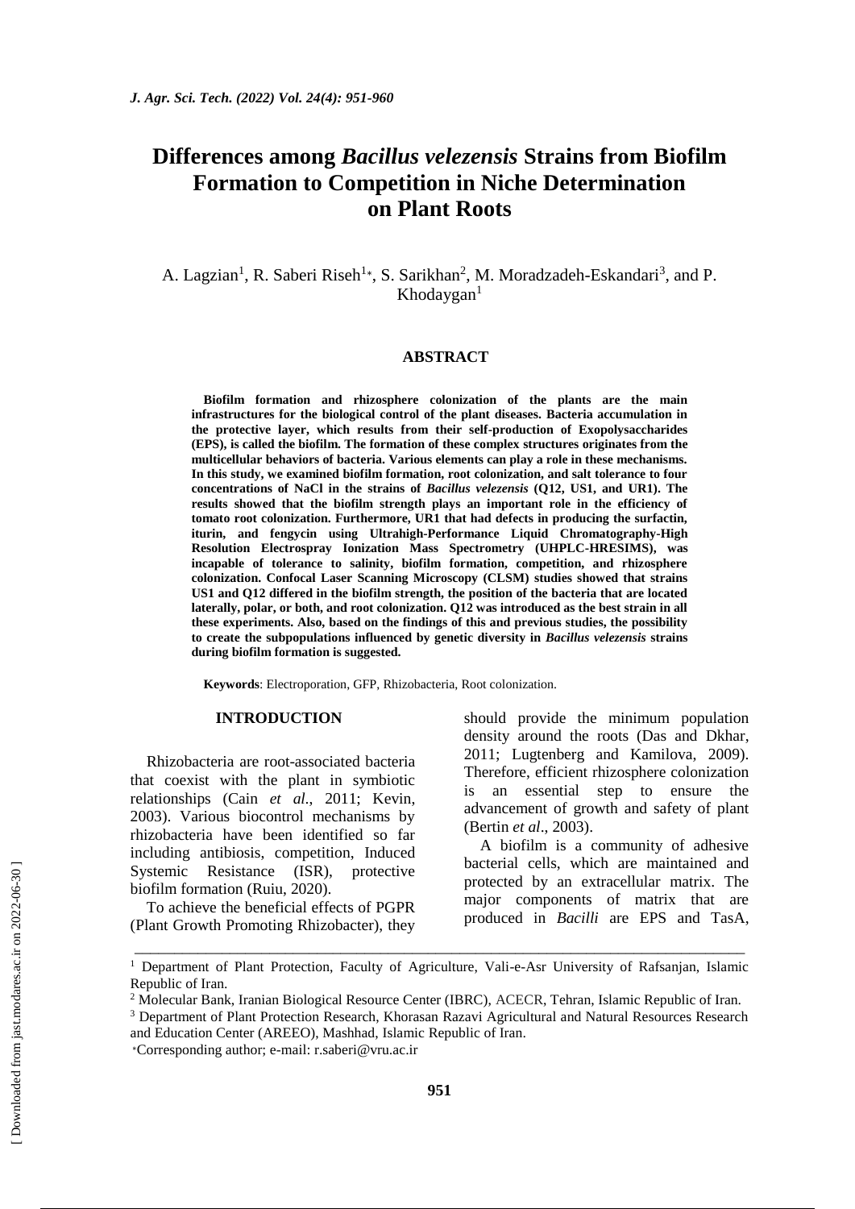# Differences among *Bacillus velezensis* Strains from Biofilm Formation to Competition in Niche Determination on Plant Roots

A. Lagzian[1], R. Saberi Riseh[1*], S. Sarikhan[2], M. Moradzadeh-Eskandari[3], and P. Khodaygan[1]

## ABSTRACT

**Biofilm formation and rhizosphere colonization of the plants are the main infrastructures for the biological control of the plant diseases. Bacteria accumulation in the protective layer, which results from their self-production of Exopolysaccharides (EPS), is called the biofilm. The formation of these complex structures originates from the multicellular behaviors of bacteria. Various elements can play a role in these mechanisms. In this study, we examined biofilm formation, root colonization, and salt tolerance to four concentrations of NaCl in the strains of *Bacillus velezensis* (Q12, US1, and UR1). The results showed that the biofilm strength plays an important role in the efficiency of tomato root colonization. Furthermore, UR1 that had defects in producing the surfactin, iturin, and fengycin using Ultrahigh-Performance Liquid Chromatography-High Resolution Electrospray Ionization Mass Spectrometry (UHPLC-HRESIMS), was incapable of tolerance to salinity, biofilm formation, competition, and rhizosphere colonization. Confocal Laser Scanning Microscopy (CLSM) studies showed that strains US1 and Q12 differed in the biofilm strength, the position of the bacteria that are located laterally, polar, or both, and root colonization. Q12 was introduced as the best strain in all these experiments. Also, based on the findings of this and previous studies, the possibility to create the subpopulations influenced by genetic diversity in *Bacillus velezensis* strains during biofilm formation is suggested.**

**Keywords**: Electroporation, GFP, Rhizobacteria, Root colonization.

## INTRODUCTION

Rhizobacteria are root-associated bacteria that coexist with the plant in symbiotic relationships (Cain *et al*., 2011; Kevin, 2003). Various biocontrol mechanisms by rhizobacteria have been identified so far including antibiosis, competition, Induced Systemic Resistance (ISR), protective biofilm formation (Ruiu, 2020).

To achieve the beneficial effects of PGPR (Plant Growth Promoting Rhizobacter), they should provide the minimum population density around the roots (Das and Dkhar, 2011; Lugtenberg and Kamilova, 2009). Therefore, efficient rhizosphere colonization is an essential step to ensure the advancement of growth and safety of plant (Bertin *et al*., 2003).

A biofilm is a community of adhesive bacterial cells, which are maintained and protected by an extracellular matrix. The major components of matrix that are produced in *Bacilli* are EPS and TasA,

---

[1] Department of Plant Protection, Faculty of Agriculture, Vali-e-Asr University of Rafsanjan, Islamic Republic of Iran.

[2] Molecular Bank, Iranian Biological Resource Center (IBRC), ACECR, Tehran, Islamic Republic of Iran.

[3] Department of Plant Protection Research, Khorasan Razavi Agricultural and Natural Resources Research and Education Center (AREEO), Mashhad, Islamic Republic of Iran.

*Corresponding author; e-mail: r.saberi@vru.ac.ir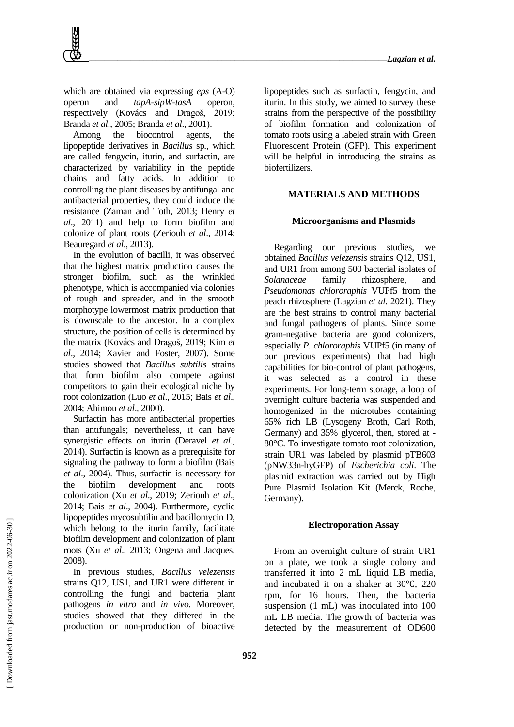which are obtained via expressing *eps* (A-O) operon and *tapA-sipW-tasA* operon, respectively (Kovács and Dragoš, 2019; Branda *et al*., 2005; Branda *et al*., 2001).

Among the biocontrol agents, the lipopeptide derivatives in *Bacillus* sp*.,* which are called fengycin, iturin, and surfactin, are characterized by variability in the peptide chains and fatty acids. In addition to controlling the plant diseases by antifungal and antibacterial properties, they could induce the resistance (Zaman and Toth, 2013; Henry *et al*., 2011) and help to form biofilm and colonize of plant roots (Zeriouh *et al*., 2014; Beauregard *et al*., 2013).

In the evolution of bacilli, it was observed that the highest matrix production causes the stronger biofilm, such as the wrinkled phenotype, which is accompanied via colonies of rough and spreader, and in the smooth morphotype lowermost matrix production that is downscale to the ancestor. In a complex structure, the position of cells is determined by the matrix (Kovács and Dragoš, 2019; Kim *et al*., 2014; Xavier and Foster, 2007). Some studies showed that *Bacillus subtilis* strains that form biofilm also compete against competitors to gain their ecological niche by root colonization (Luo *et al*., 2015; Bais *et al*., 2004; Ahimou *et al*., 2000).

Surfactin has more antibacterial properties than antifungals; nevertheless, it can have synergistic effects on iturin (Deravel *et al*., 2014). Surfactin is known as a prerequisite for signaling the pathway to form a biofilm (Bais *et al*., 2004). Thus, surfactin is necessary for the biofilm development and roots colonization (Xu *et al*., 2019; Zeriouh *et al*., 2014; Bais *et al*., 2004). Furthermore, cyclic lipopeptides mycosubtilin and bacillomycin D, which belong to the iturin family, facilitate biofilm development and colonization of plant roots (Xu *et al*., 2013; Ongena and Jacques, 2008).

In previous studies, *Bacillus velezensis* strains Q12, US1, and UR1 were different in controlling the fungi and bacteria plant pathogens *in vitro* and *in vivo*. Moreover, studies showed that they differed in the production or non-production of bioactive lipopeptides such as surfactin, fengycin, and iturin. In this study, we aimed to survey these strains from the perspective of the possibility of biofilm formation and colonization of tomato roots using a labeled strain with Green Fluorescent Protein (GFP). This experiment will be helpful in introducing the strains as biofertilizers.

## MATERIALS AND METHODS

### Microorganisms and Plasmids

Regarding our previous studies, we obtained *Bacillus velezensis* strains Q12, US1, and UR1 from among 500 bacterial isolates of *Solanaceae* family rhizosphere, and *Pseudomonas chlororaphis* VUPf5 from the peach rhizosphere (Lagzian *et al*. 2021). They are the best strains to control many bacterial and fungal pathogens of plants. Since some gram-negative bacteria are good colonizers, especially *P. chlororaphis* VUPf5 (in many of our previous experiments) that had high capabilities for bio-control of plant pathogens, it was selected as a control in these experiments. For long-term storage, a loop of overnight culture bacteria was suspended and homogenized in the microtubes containing 65% rich LB (Lysogeny Broth, Carl Roth, Germany) and 35% glycerol, then, stored at -80°C. To investigate tomato root colonization, strain UR1 was labeled by plasmid pTB603 (pNW33n-hyGFP) of *Escherichia coli*. The plasmid extraction was carried out by High Pure Plasmid Isolation Kit (Merck, Roche, Germany).

### Electroporation Assay

From an overnight culture of strain UR1 on a plate, we took a single colony and transferred it into 2 mL liquid LB media, and incubated it on a shaker at 30℃, 220 rpm, for 16 hours. Then, the bacteria suspension (1 mL) was inoculated into 100 mL LB media. The growth of bacteria was detected by the measurement of OD600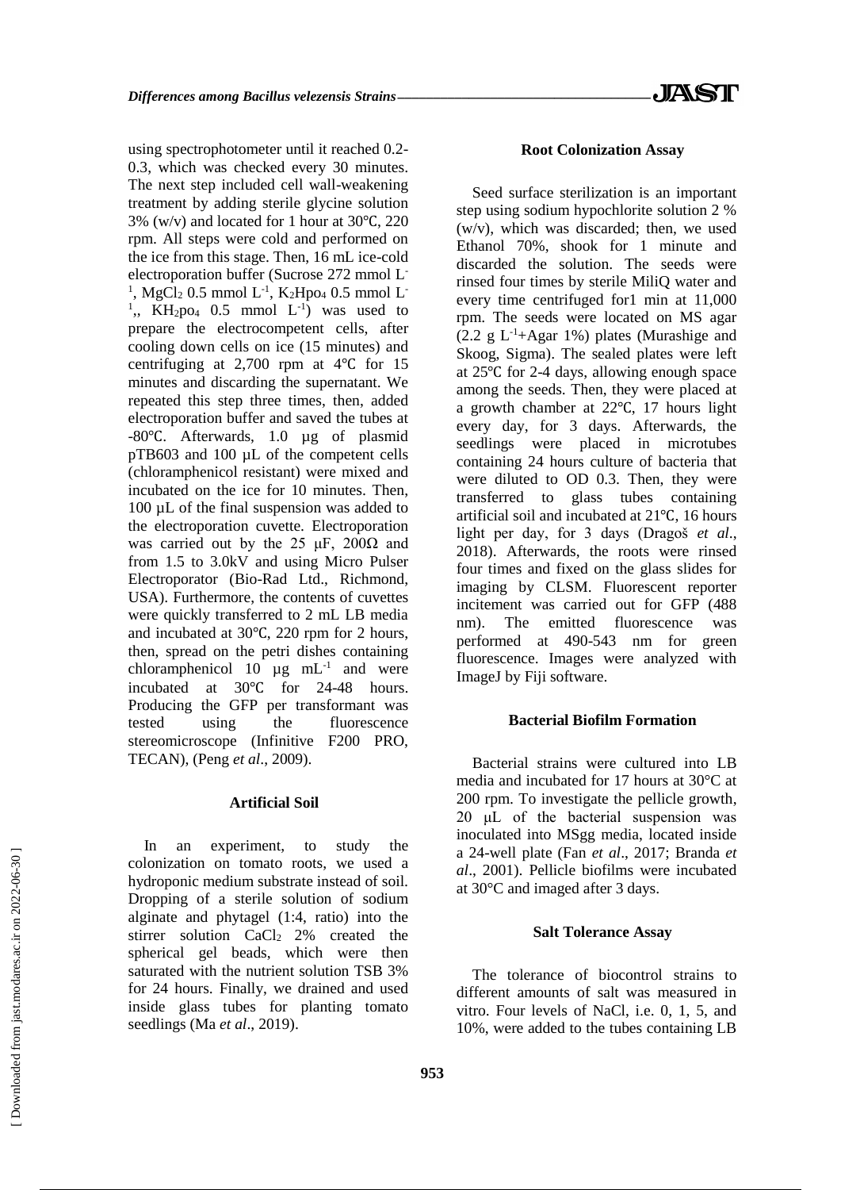using spectrophotometer until it reached 0.2-0.3, which was checked every 30 minutes. The next step included cell wall-weakening treatment by adding sterile glycine solution 3% (w/v) and located for 1 hour at 30℃, 220 rpm. All steps were cold and performed on the ice from this stage. Then, 16 mL ice-cold electroporation buffer (Sucrose 272 mmol $L^{-1}$, $MgCl_2$ 0.5 mmol $L^{-1}$, $K_2Hpo_4$ 0.5 mmol $L^{-1}$,, $KH_2po_4$ 0.5 mmol $L^{-1}$) was used to prepare the electrocompetent cells, after cooling down cells on ice (15 minutes) and centrifuging at 2,700 rpm at 4℃ for 15 minutes and discarding the supernatant. We repeated this step three times, then, added electroporation buffer and saved the tubes at -80℃. Afterwards, 1.0 µg of plasmid pTB603 and 100 µL of the competent cells (chloramphenicol resistant) were mixed and incubated on the ice for 10 minutes. Then, 100 µL of the final suspension was added to the electroporation cuvette. Electroporation was carried out by the 25 µF, 200Ω and from 1.5 to 3.0kV and using Micro Pulser Electroporator (Bio-Rad Ltd., Richmond, USA). Furthermore, the contents of cuvettes were quickly transferred to 2 mL LB media and incubated at 30℃, 220 rpm for 2 hours, then, spread on the petri dishes containing chloramphenicol 10 µg $mL^{-1}$ and were incubated at 30℃ for 24-48 hours. Producing the GFP per transformant was tested using the fluorescence stereomicroscope (Infinitive F200 PRO, TECAN), (Peng *et al*., 2009).

### Artificial Soil

In an experiment, to study the colonization on tomato roots, we used a hydroponic medium substrate instead of soil. Dropping of a sterile solution of sodium alginate and phytagel (1:4, ratio) into the stirrer solution $CaCl_2$ 2% created the spherical gel beads, which were then saturated with the nutrient solution TSB 3% for 24 hours. Finally, we drained and used inside glass tubes for planting tomato seedlings (Ma *et al*., 2019).

### Root Colonization Assay

Seed surface sterilization is an important step using sodium hypochlorite solution 2 % (w/v), which was discarded; then, we used Ethanol 70%, shook for 1 minute and discarded the solution. The seeds were rinsed four times by sterile MiliQ water and every time centrifuged for1 min at 11,000 rpm. The seeds were located on MS agar (2.2 g $L^{-1}$+Agar 1%) plates (Murashige and Skoog, Sigma). The sealed plates were left at 25℃ for 2-4 days, allowing enough space among the seeds. Then, they were placed at a growth chamber at 22℃, 17 hours light every day, for 3 days. Afterwards, the seedlings were placed in microtubes containing 24 hours culture of bacteria that were diluted to OD 0.3. Then, they were transferred to glass tubes containing artificial soil and incubated at 21℃, 16 hours light per day, for 3 days (Dragoš *et al*., 2018). Afterwards, the roots were rinsed four times and fixed on the glass slides for imaging by CLSM. Fluorescent reporter incitement was carried out for GFP (488 nm). The emitted fluorescence was performed at 490-543 nm for green fluorescence. Images were analyzed with ImageJ by Fiji software.

### Bacterial Biofilm Formation

Bacterial strains were cultured into LB media and incubated for 17 hours at 30°C at 200 rpm. To investigate the pellicle growth, 20 µL of the bacterial suspension was inoculated into MSgg media, located inside a 24-well plate (Fan *et al*., 2017; Branda *et al*., 2001). Pellicle biofilms were incubated at 30°C and imaged after 3 days.

### Salt Tolerance Assay

The tolerance of biocontrol strains to different amounts of salt was measured in vitro. Four levels of NaCl, i.e. 0, 1, 5, and 10%, were added to the tubes containing LB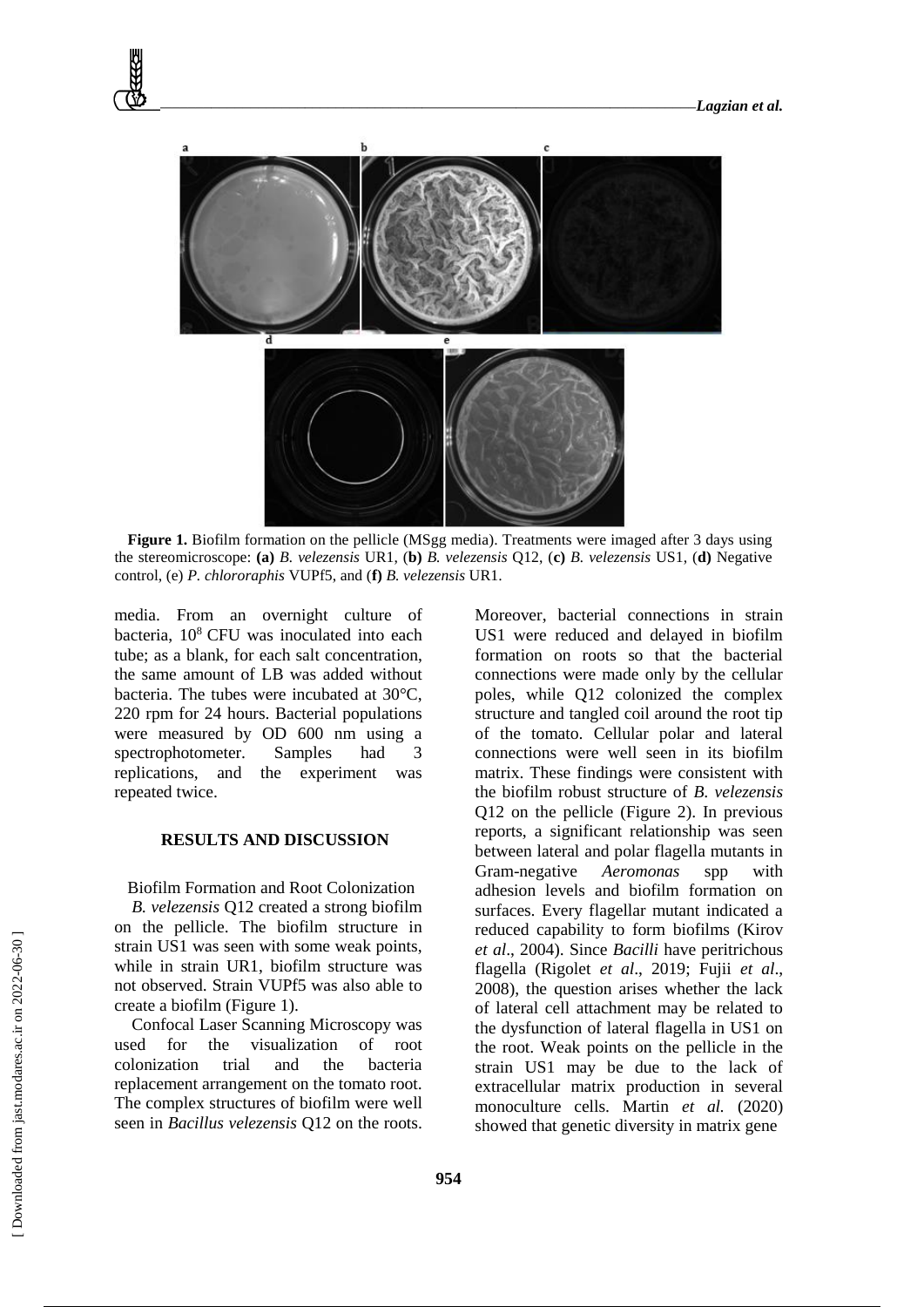**Figure 1.** Biofilm formation on the pellicle (MSgg media). Treatments were imaged after 3 days using the stereomicroscope: **(a)** *B. velezensis* UR1, (**b)** *B. velezensis* Q12, (**c)** *B. velezensis* US1, (**d)** Negative control, (e) *P. chlororaphis* VUPf5, and (**f)** *B. velezensis* UR1.

media. From an overnight culture of bacteria, $10^8$ CFU was inoculated into each tube; as a blank, for each salt concentration, the same amount of LB was added without bacteria. The tubes were incubated at 30°C, 220 rpm for 24 hours. Bacterial populations were measured by OD 600 nm using a spectrophotometer. Samples had 3 replications, and the experiment was repeated twice.

## RESULTS AND DISCUSSION

### Biofilm Formation and Root Colonization

*B. velezensis* Q12 created a strong biofilm on the pellicle. The biofilm structure in strain US1 was seen with some weak points, while in strain UR1, biofilm structure was not observed. Strain VUPf5 was also able to create a biofilm (Figure 1).

Confocal Laser Scanning Microscopy was used for the visualization of root colonization trial and the bacteria replacement arrangement on the tomato root. The complex structures of biofilm were well seen in *Bacillus velezensis* Q12 on the roots. Moreover, bacterial connections in strain US1 were reduced and delayed in biofilm formation on roots so that the bacterial connections were made only by the cellular poles, while Q12 colonized the complex structure and tangled coil around the root tip of the tomato. Cellular polar and lateral connections were well seen in its biofilm matrix. These findings were consistent with the biofilm robust structure of *B. velezensis* Q12 on the pellicle (Figure 2). In previous reports, a significant relationship was seen between lateral and polar flagella mutants in Gram-negative *Aeromonas* spp with adhesion levels and biofilm formation on surfaces. Every flagellar mutant indicated a reduced capability to form biofilms (Kirov *et al*., 2004). Since *Bacilli* have peritrichous flagella (Rigolet *et al*., 2019; Fujii *et al*., 2008), the question arises whether the lack of lateral cell attachment may be related to the dysfunction of lateral flagella in US1 on the root. Weak points on the pellicle in the strain US1 may be due to the lack of extracellular matrix production in several monoculture cells. Martin *et al.* (2020) showed that genetic diversity in matrix gene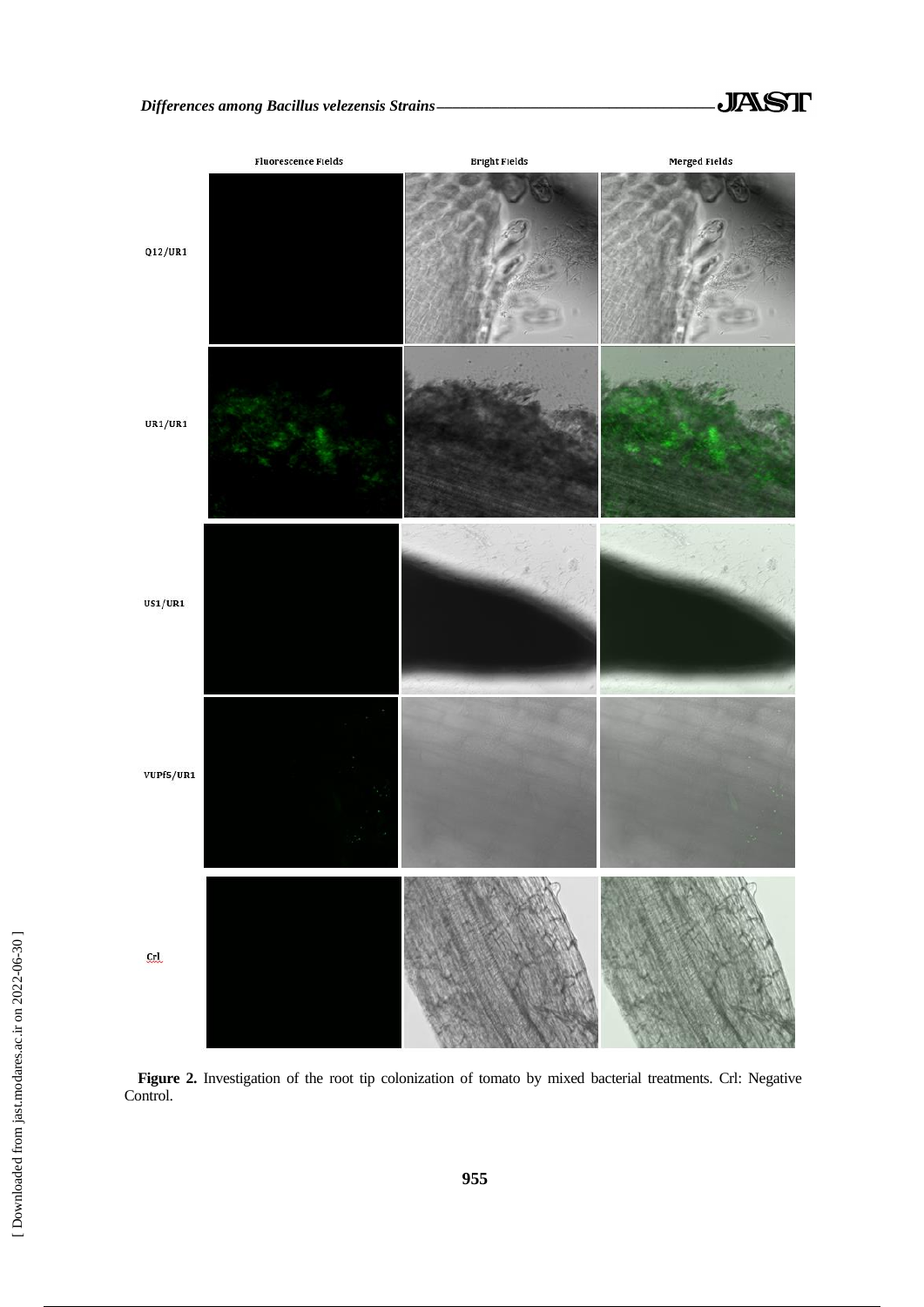| | Fluorescence Fields | Bright Fields | Merged Fields |
|---|---|---|---|
| Q12/UR1 | | | |
| UR1/UR1 | | | |
| US1/UR1 | | | |
| VUPf5/UR1 | | | |
| Crl | | | |

**Figure 2.** Investigation of the root tip colonization of tomato by mixed bacterial treatments. Crl: Negative Control.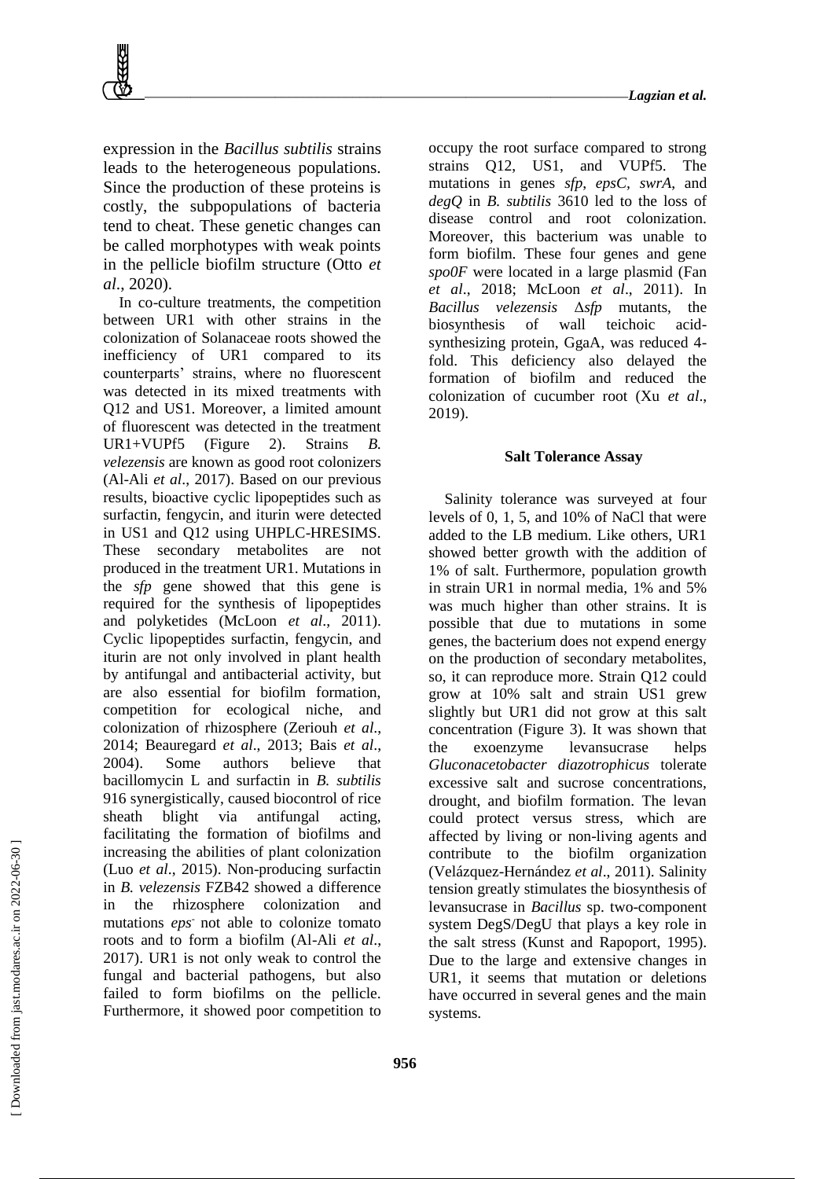expression in the *Bacillus subtilis* strains leads to the heterogeneous populations. Since the production of these proteins is costly, the subpopulations of bacteria tend to cheat. These genetic changes can be called morphotypes with weak points in the pellicle biofilm structure (Otto *et al*., 2020).

In co-culture treatments, the competition between UR1 with other strains in the colonization of Solanaceae roots showed the inefficiency of UR1 compared to its counterparts' strains, where no fluorescent was detected in its mixed treatments with Q12 and US1. Moreover, a limited amount of fluorescent was detected in the treatment UR1+VUPf5 (Figure 2). Strains *B. velezensis* are known as good root colonizers (Al-Ali *et al*., 2017). Based on our previous results, bioactive cyclic lipopeptides such as surfactin, fengycin, and iturin were detected in US1 and Q12 using UHPLC-HRESIMS. These secondary metabolites are not produced in the treatment UR1. Mutations in the *sfp* gene showed that this gene is required for the synthesis of lipopeptides and polyketides (McLoon *et al*., 2011). Cyclic lipopeptides surfactin, fengycin, and iturin are not only involved in plant health by antifungal and antibacterial activity, but are also essential for biofilm formation, competition for ecological niche, and colonization of rhizosphere (Zeriouh *et al*., 2014; Beauregard *et al*., 2013; Bais *et al*., 2004). Some authors believe that bacillomycin L and surfactin in *B. subtilis* 916 synergistically, caused biocontrol of rice sheath blight via antifungal acting, facilitating the formation of biofilms and increasing the abilities of plant colonization (Luo *et al*., 2015). Non-producing surfactin in *B. velezensis* FZB42 showed a difference in the rhizosphere colonization and mutations *eps*$^{-}$ not able to colonize tomato roots and to form a biofilm (Al-Ali *et al*., 2017). UR1 is not only weak to control the fungal and bacterial pathogens, but also failed to form biofilms on the pellicle. Furthermore, it showed poor competition to occupy the root surface compared to strong strains Q12, US1, and VUPf5. The mutations in genes *sfp*, *epsC*, *swrA*, and *degQ* in *B. subtilis* 3610 led to the loss of disease control and root colonization. Moreover, this bacterium was unable to form biofilm. These four genes and gene *spo0F* were located in a large plasmid (Fan *et al*., 2018; McLoon *et al*., 2011). In *Bacillus velezensis* Δ*sfp* mutants, the biosynthesis of wall teichoic acid-synthesizing protein, GgaA, was reduced 4-fold. This deficiency also delayed the formation of biofilm and reduced the colonization of cucumber root (Xu *et al*., 2019).

## Salt Tolerance Assay

Salinity tolerance was surveyed at four levels of 0, 1, 5, and 10% of NaCl that were added to the LB medium. Like others, UR1 showed better growth with the addition of 1% of salt. Furthermore, population growth in strain UR1 in normal media, 1% and 5% was much higher than other strains. It is possible that due to mutations in some genes, the bacterium does not expend energy on the production of secondary metabolites, so, it can reproduce more. Strain Q12 could grow at 10% salt and strain US1 grew slightly but UR1 did not grow at this salt concentration (Figure 3). It was shown that the exoenzyme levansucrase helps *Gluconacetobacter diazotrophicus* tolerate excessive salt and sucrose concentrations, drought, and biofilm formation. The levan could protect versus stress, which are affected by living or non-living agents and contribute to the biofilm organization (Velázquez-Hernández *et al*., 2011). Salinity tension greatly stimulates the biosynthesis of levansucrase in *Bacillus* sp. two-component system DegS/DegU that plays a key role in the salt stress (Kunst and Rapoport, 1995). Due to the large and extensive changes in UR1, it seems that mutation or deletions have occurred in several genes and the main systems.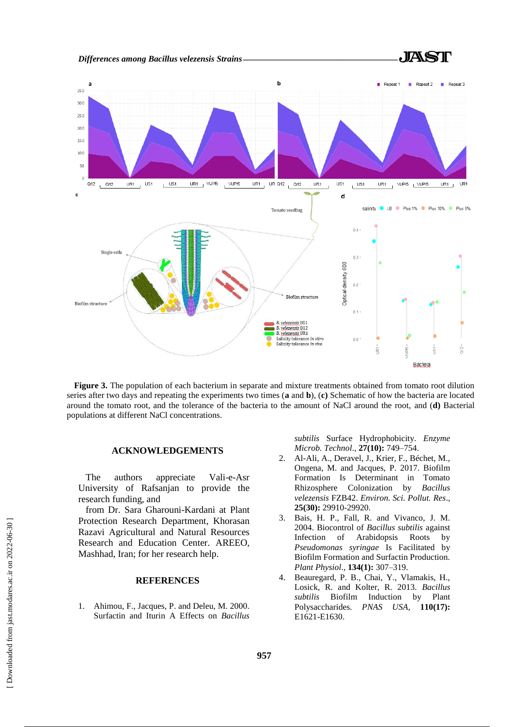**Figure 3.** The population of each bacterium in separate and mixture treatments obtained from tomato root dilution series after two days and repeating the experiments two times (**a** and **b**), (**c**) Schematic of how the bacteria are located around the tomato root, and the tolerance of the bacteria to the amount of NaCl around the root, and (**d**) Bacterial populations at different NaCl concentrations.

## ACKNOWLEDGEMENTS

The authors appreciate Vali-e-Asr University of Rafsanjan to provide the research funding, and

from Dr. Sara Gharouni-Kardani at Plant Protection Research Department, Khorasan Razavi Agricultural and Natural Resources Research and Education Center. AREEO, Mashhad, Iran; for her research help.

## REFERENCES

1. Ahimou, F., Jacques, P. and Deleu, M. 2000. Surfactin and Iturin A Effects on *Bacillus subtilis* Surface Hydrophobicity. *Enzyme Microb. Technol*., **27(10):** 749–754.
2. Al-Ali, A., Deravel, J., Krier, F., Béchet, M., Ongena, M. and Jacques, P. 2017. Biofilm Formation Is Determinant in Tomato Rhizosphere Colonization by *Bacillus velezensis* FZB42. *Environ. Sci. Pollut. Res*., **25(30):** 29910-29920.
3. Bais, H. P., Fall, R. and Vivanco, J. M. 2004. Biocontrol of *Bacillus subtilis* against Infection of Arabidopsis Roots by *Pseudomonas syringae* Is Facilitated by Biofilm Formation and Surfactin Production. *Plant Physiol*., **134(1):** 307–319.
4. Beauregard, P. B., Chai, Y., Vlamakis, H., Losick, R. and Kolter, R. 2013. *Bacillus subtilis* Biofilm Induction by Plant Polysaccharides. *PNAS USA*, **110(17):** E1621-E1630.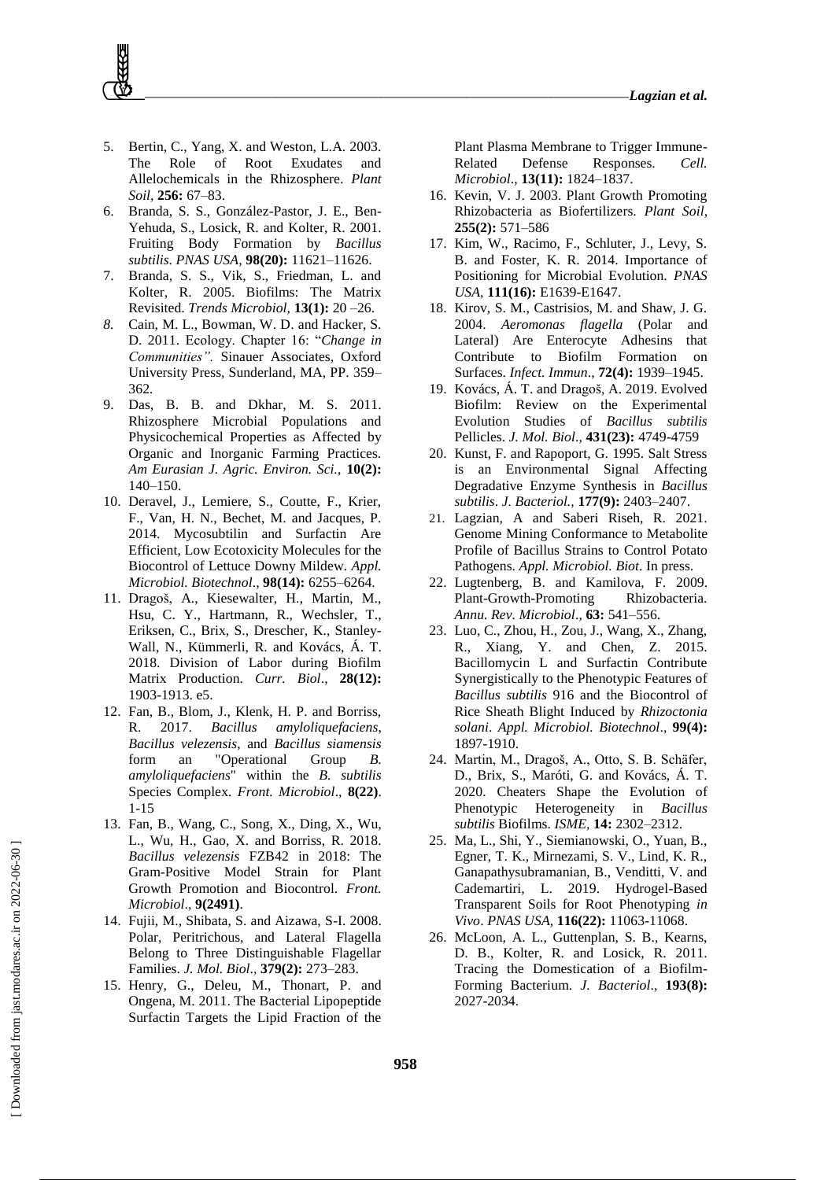5. Bertin, C., Yang, X. and Weston, L.A. 2003. The Role of Root Exudates and Allelochemicals in the Rhizosphere. *Plant Soil*, **256:** 67–83.
6. Branda, S. S., González-Pastor, J. E., Ben-Yehuda, S., Losick, R. and Kolter, R. 2001. Fruiting Body Formation by *Bacillus subtilis*. *PNAS USA*, **98(20):** 11621–11626.
7. Branda, S. S., Vik, S., Friedman, L. and Kolter, R. 2005. Biofilms: The Matrix Revisited. *Trends Microbiol,* **13(1):** 20 –26.
8. Cain, M. L., Bowman, W. D. and Hacker, S. D. 2011. Ecology. Chapter 16: "*Change in Communities".* Sinauer Associates, Oxford University Press, Sunderland, MA, PP. 359–362.
9. Das, B. B. and Dkhar, M. S. 2011. Rhizosphere Microbial Populations and Physicochemical Properties as Affected by Organic and Inorganic Farming Practices. *Am Eurasian J. Agric. Environ. Sci.,* **10(2):** 140–150.
10. Deravel, J., Lemiere, S., Coutte, F., Krier, F., Van, H. N., Bechet, M. and Jacques, P. 2014. Mycosubtilin and Surfactin Are Efficient, Low Ecotoxicity Molecules for the Biocontrol of Lettuce Downy Mildew. *Appl. Microbiol. Biotechnol*., **98(14):** 6255–6264.
11. Dragoš, A., Kiesewalter, H., Martin, M., Hsu, C. Y., Hartmann, R., Wechsler, T., Eriksen, C., Brix, S., Drescher, K., Stanley-Wall, N., Kümmerli, R. and Kovács, Á. T. 2018. Division of Labor during Biofilm Matrix Production. *Curr. Biol*., **28(12):** 1903-1913. e5.
12. Fan, B., Blom, J., Klenk, H. P. and Borriss, R. 2017. *Bacillus amyloliquefaciens*, *Bacillus velezensis*, and *Bacillus siamensis* form an "Operational Group *B. amyloliquefaciens*" within the *B. subtilis* Species Complex. *Front. Microbiol*., **8(22)**. 1-15
13. Fan, B., Wang, C., Song, X., Ding, X., Wu, L., Wu, H., Gao, X. and Borriss, R. 2018. *Bacillus velezensis* FZB42 in 2018: The Gram-Positive Model Strain for Plant Growth Promotion and Biocontrol. *Front. Microbiol*., **9(2491)**.
14. Fujii, M., Shibata, S. and Aizawa, S-I. 2008. Polar, Peritrichous, and Lateral Flagella Belong to Three Distinguishable Flagellar Families. *J. Mol. Biol*., **379(2):** 273–283.
15. Henry, G., Deleu, M., Thonart, P. and Ongena, M. 2011. The Bacterial Lipopeptide Surfactin Targets the Lipid Fraction of the Plant Plasma Membrane to Trigger Immune-Related Defense Responses. *Cell. Microbiol*., **13(11):** 1824–1837.
16. Kevin, V. J. 2003. Plant Growth Promoting Rhizobacteria as Biofertilizers. *Plant Soil,* **255(2):** 571–586
17. Kim, W., Racimo, F., Schluter, J., Levy, S. B. and Foster, K. R. 2014. Importance of Positioning for Microbial Evolution. *PNAS USA,* **111(16):** E1639-E1647.
18. Kirov, S. M., Castrisios, M. and Shaw, J. G. 2004. *Aeromonas flagella* (Polar and Lateral) Are Enterocyte Adhesins that Contribute to Biofilm Formation on Surfaces. *Infect. Immun*., **72(4):** 1939–1945.
19. Kovács, Á. T. and Dragoš, A. 2019. Evolved Biofilm: Review on the Experimental Evolution Studies of *Bacillus subtilis* Pellicles. *J. Mol. Biol.,* **431(23):** 4749-4759
20. Kunst, F. and Rapoport, G. 1995. Salt Stress is an Environmental Signal Affecting Degradative Enzyme Synthesis in *Bacillus subtilis*. *J. Bacteriol.,* **177(9):** 2403–2407.
21. Lagzian, A and Saberi Riseh, R. 2021. Genome Mining Conformance to Metabolite Profile of Bacillus Strains to Control Potato Pathogens. *Appl. Microbiol. Biot*. In press.
22. Lugtenberg, B. and Kamilova, F. 2009. Plant-Growth-Promoting Rhizobacteria. *Annu. Rev. Microbiol.,* **63:** 541–556.
23. Luo, C., Zhou, H., Zou, J., Wang, X., Zhang, R., Xiang, Y. and Chen, Z. 2015. Bacillomycin L and Surfactin Contribute Synergistically to the Phenotypic Features of *Bacillus subtilis* 916 and the Biocontrol of Rice Sheath Blight Induced by *Rhizoctonia solani*. *Appl. Microbiol. Biotechnol*., **99(4):** 1897-1910.
24. Martin, M., Dragoš, A., Otto, S. B. Schäfer, D., Brix, S., Maróti, G. and Kovács, Á. T. 2020. Cheaters Shape the Evolution of Phenotypic Heterogeneity in *Bacillus subtilis* Biofilms. *ISME,* **14:** 2302–2312.
25. Ma, L., Shi, Y., Siemianowski, O., Yuan, B., Egner, T. K., Mirnezami, S. V., Lind, K. R., Ganapathysubramanian, B., Venditti, V. and Cademartiri, L. 2019. Hydrogel-Based Transparent Soils for Root Phenotyping *in Vivo*. *PNAS USA,* **116(22):** 11063-11068.
26. McLoon, A. L., Guttenplan, S. B., Kearns, D. B., Kolter, R. and Losick, R. 2011. Tracing the Domestication of a Biofilm-Forming Bacterium. *J. Bacteriol*., **193(8):** 2027-2034.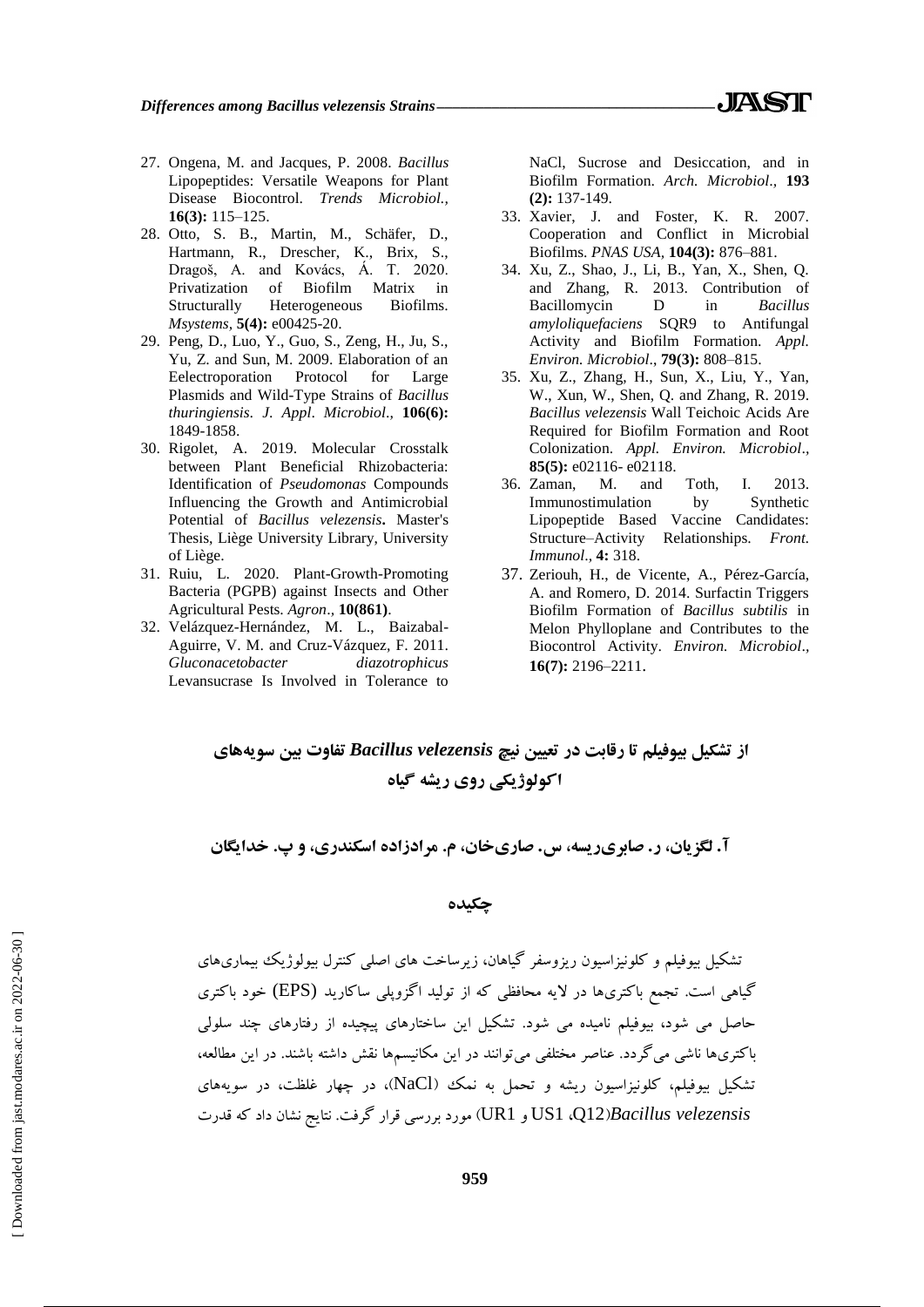27. Ongena, M. and Jacques, P. 2008. *Bacillus* Lipopeptides: Versatile Weapons for Plant Disease Biocontrol. *Trends Microbiol.,* **16(3):** 115–125.
28. Otto, S. B., Martin, M., Schäfer, D., Hartmann, R., Drescher, K., Brix, S., Dragoš, A. and Kovács, Á. T. 2020. Privatization of Biofilm Matrix in Structurally Heterogeneous Biofilms. *Msystems,* **5(4):** e00425-20.
29. Peng, D., Luo, Y., Guo, S., Zeng, H., Ju, S., Yu, Z. and Sun, M. 2009. Elaboration of an Eelectroporation Protocol for Large Plasmids and Wild-Type Strains of *Bacillus thuringiensis*. *J. Appl. Microbiol.,* **106(6):** 1849-1858.
30. Rigolet, A. 2019. Molecular Crosstalk between Plant Beneficial Rhizobacteria: Identification of *Pseudomonas* Compounds Influencing the Growth and Antimicrobial Potential of *Bacillus velezensis***.** Master's Thesis, Liège University Library, University of Liège.
31. Ruiu, L. 2020. Plant-Growth-Promoting Bacteria (PGPB) against Insects and Other Agricultural Pests. *Agron.,* **10(861)**.
32. Velázquez-Hernández, M. L., Baizabal-Aguirre, V. M. and Cruz-Vázquez, F. 2011. *Gluconacetobacter diazotrophicus* Levansucrase Is Involved in Tolerance to NaCl, Sucrose and Desiccation, and in Biofilm Formation. *Arch. Microbiol.,* **193 (2):** 137-149.
33. Xavier, J. and Foster, K. R. 2007. Cooperation and Conflict in Microbial Biofilms. *PNAS USA,* **104(3):** 876–881.
34. Xu, Z., Shao, J., Li, B., Yan, X., Shen, Q. and Zhang, R. 2013. Contribution of Bacillomycin D in *Bacillus amyloliquefaciens* SQR9 to Antifungal Activity and Biofilm Formation. *Appl. Environ. Microbiol*., **79(3):** 808–815.
35. Xu, Z., Zhang, H., Sun, X., Liu, Y., Yan, W., Xun, W., Shen, Q. and Zhang, R. 2019. *Bacillus velezensis* Wall Teichoic Acids Are Required for Biofilm Formation and Root Colonization. *Appl. Environ. Microbiol*., **85(5):** e02116- e02118.
36. Zaman, M. and Toth, I. 2013. Immunostimulation by Synthetic Lipopeptide Based Vaccine Candidates: Structure–Activity Relationships. *Front. Immunol*., **4:** 318.
37. Zeriouh, H., de Vicente, A., Pérez-García, A. and Romero, D. 2014. Surfactin Triggers Biofilm Formation of *Bacillus subtilis* in Melon Phylloplane and Contributes to the Biocontrol Activity. *Environ. Microbiol*., **16(7):** 2196–2211.

# از تشکیل بیوفیلم تا رقابت در تعیین نیچ *Bacillus velezensis* تفاوت بین سویه‌های اکولوژیکی روی ریشه گیاه

**آ. لگزیان، ر. صابری‌ریسه، س. صاری‌خان، م. مرادزاده اسکندری، و پ. خدایگان**

## چکیده

تشکیل بیوفیلم و کلونیزاسیون ریزوسفر گیاهان، زیرساخت های اصلی کنترل بیولوژیک بیماری‌های گیاهی است. تجمع باکتری‌ها در لایه محافظی که از تولید اگزوپلی ساکارید (EPS) خود باکتری حاصل می شود، بیوفیلم نامیده می شود. تشکیل این ساختارهای پیچیده از رفتارهای چند سلولی باکتری‌ها ناشی می‌گردد. عناصر مختلفی می‌توانند در این مکانیسم‌ها نقش داشته باشند. در این مطالعه، تشکیل بیوفیلم، کلونیزاسیون ریشه و تحمل به نمک (NaCl)، در چهار غلظت، در سویه‌های *Bacillus velezensis*(Q12، US1 و UR1) مورد بررسی قرار گرفت. نتایج نشان داد که قدرت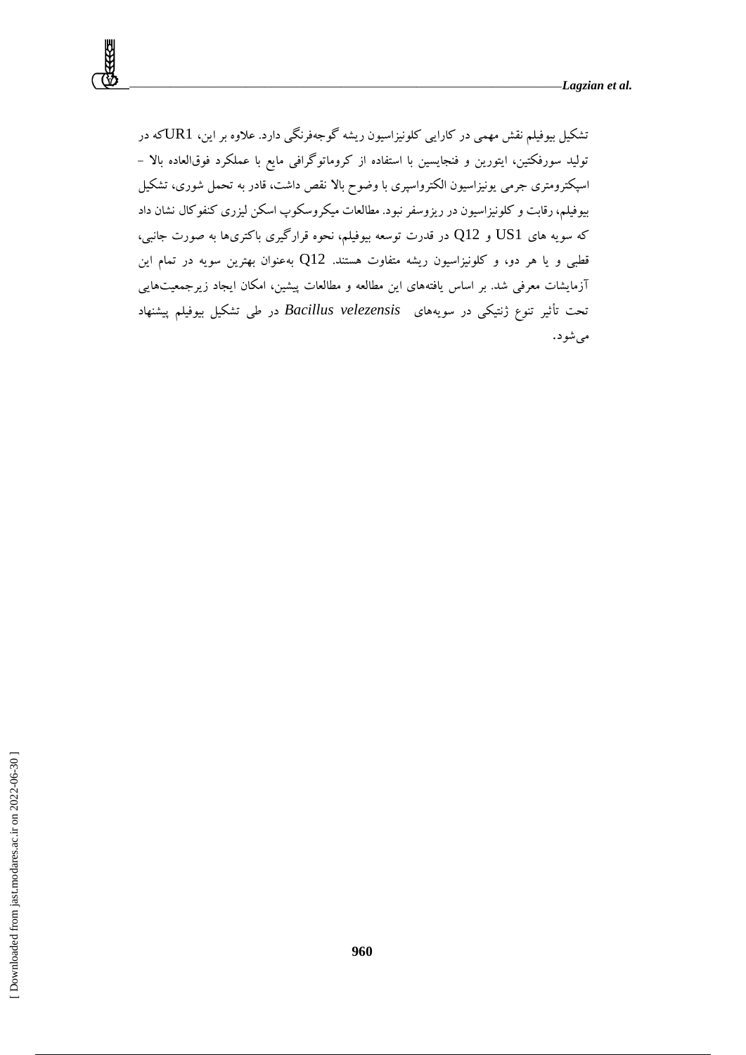تشکیل بیوفیلم نقش مهمی در کارایی کلونیزاسیون ریشه گوجه‌فرنگی دارد. علاوه بر این، UR1که در تولید سورفکتین، ایتورین و فنجایسین با استفاده از کروماتوگرافی مایع با عملکرد فوق‌العاده بالا - اسپکترومتری جرمی یونیزاسیون الکترواسپری با وضوح بالا نقص داشت، قادر به تحمل شوری، تشکیل بیوفیلم، رقابت و کلونیزاسیون در ریزوسفر نبود. مطالعات میکروسکوپ اسکن لیزری کنفوکال نشان داد که سویه های US1 و Q12 در قدرت توسعه بیوفیلم، نحوه قرارگیری باکتری‌ها به صورت جانبی، قطبی و یا هر دو، و کلونیزاسیون ریشه متفاوت هستند. Q12 به‌عنوان بهترین سویه در تمام این آزمایشات معرفی شد. بر اساس یافته‌های این مطالعه و مطالعات پیشین، امکان ایجاد زیرجمعیت‌هایی تحت تأثیر تنوع ژنتیکی در سویه‌های *Bacillus velezensis* در طی تشکیل بیوفیلم پیشنهاد می‌شود.